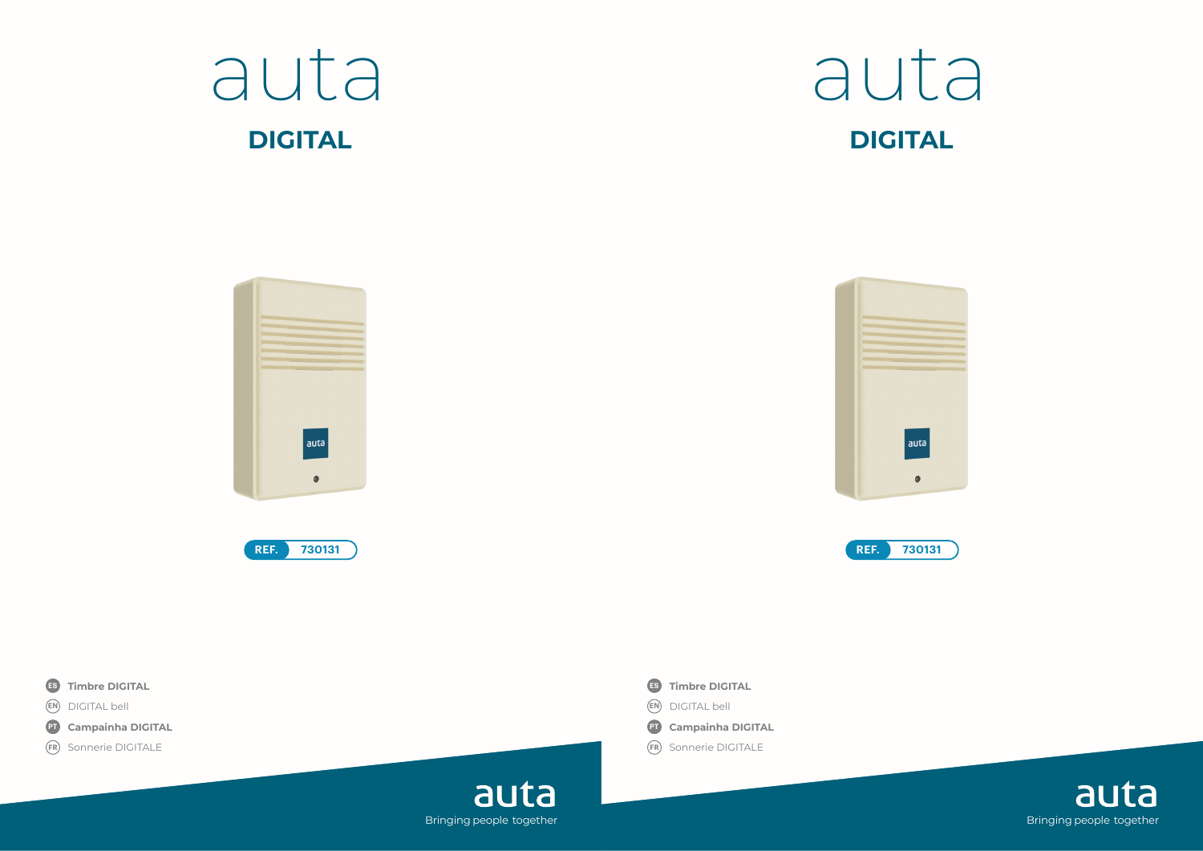# auta

## DIGITAL

REF. 730131

**ES** **Timbre DIGITAL**

EN DIGITAL bell

**PT** **Campainha DIGITAL**

FR Sonnerie DIGITALE

auta

Bringing people together

# auta

## DIGITAL

REF. 730131

**ES** **Timbre DIGITAL**

EN DIGITAL bell

**PT** **Campainha DIGITAL**

FR Sonnerie DIGITALE

auta

Bringing people together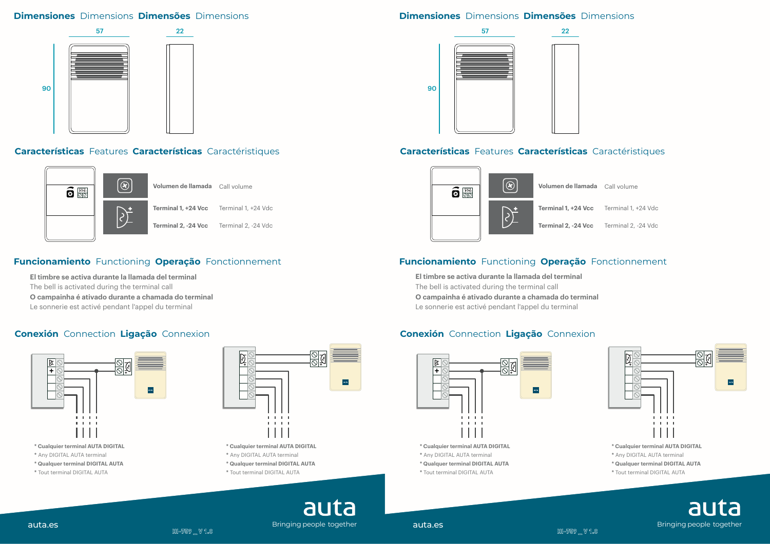## Dimensiones Dimensions Dimensões Dimensions

57

22

90

## Características Features Características Caractéristiques

| | |
|---|---|
| **Volumen de llamada** | Call volume |
| **Terminal 1, +24 Vcc** | Terminal 1, +24 Vdc |
| **Terminal 2, -24 Vcc** | Terminal 2, -24 Vdc |

## Funcionamiento Functioning Operação Fonctionnement

**El timbre se activa durante la llamada del terminal**
The bell is activated during the terminal call
**O campainha é ativado durante a chamada do terminal**
Le sonnerie est activé pendant l'appel du terminal

## Conexión Connection Ligação Connexion

**\* Cualquier terminal AUTA DIGITAL**
\* Any DIGITAL AUTA terminal
**\* Qualquer terminal DIGITAL AUTA**
\* Tout terminal DIGITAL AUTA

**\* Cualquier terminal AUTA DIGITAL**
\* Any DIGITAL AUTA terminal
**\* Qualquer terminal DIGITAL AUTA**
\* Tout terminal DIGITAL AUTA

auta.es

HI-759 _ V 1.0

auta
Bringing people together